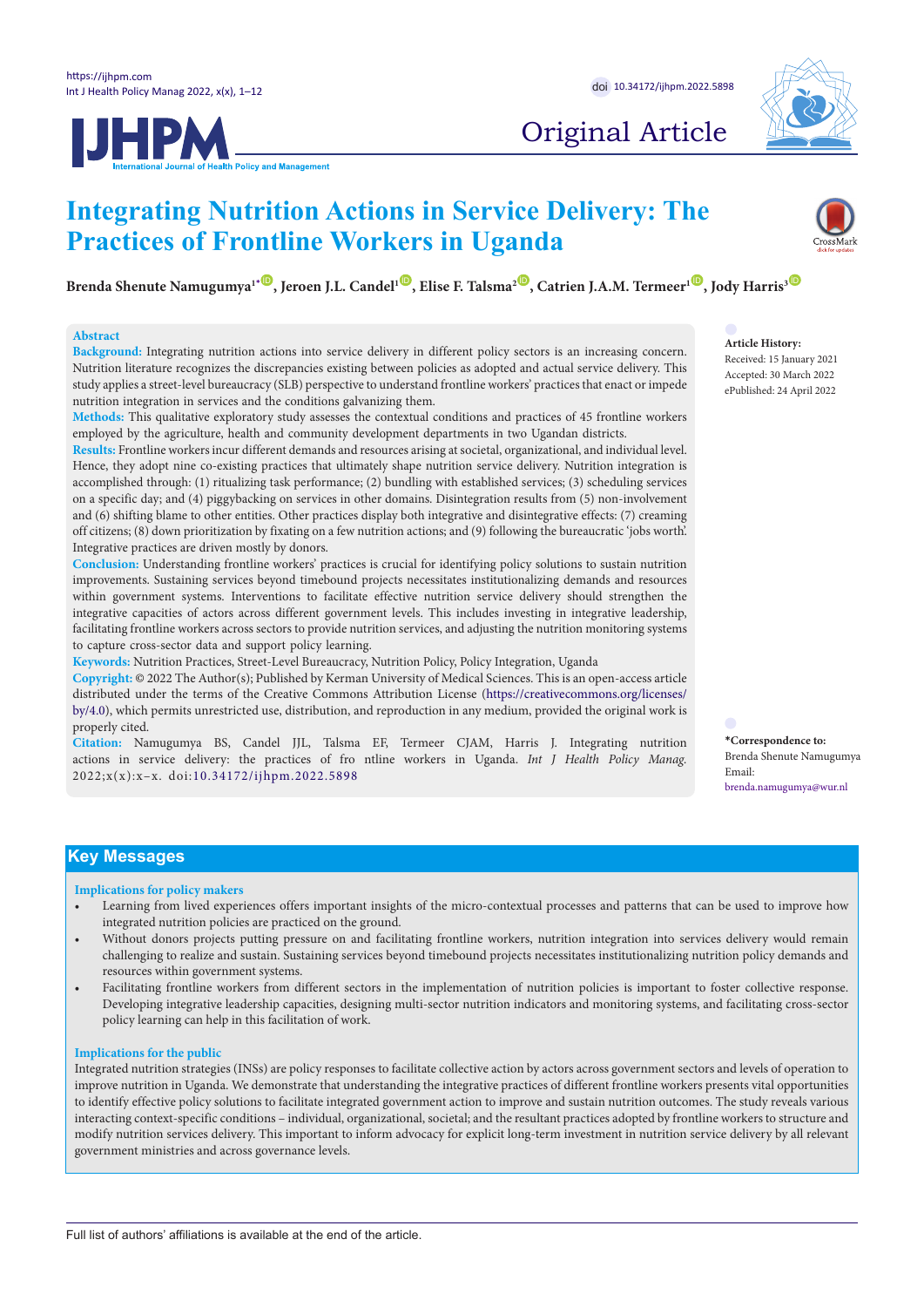Original Article

# Integrating Nutrition Actions in Service Delivery: The Practices of Frontline Workers in Uganda

**Brenda Shenute Namugumya[1*], Jeroen J.L. Candel[1], Elise F. Talsma[2], Catrien J.A.M. Termeer[1], Jody Harris[3]**

## Abstract

**Background:** Integrating nutrition actions into service delivery in different policy sectors is an increasing concern. Nutrition literature recognizes the discrepancies existing between policies as adopted and actual service delivery. This study applies a street-level bureaucracy (SLB) perspective to understand frontline workers' practices that enact or impede nutrition integration in services and the conditions galvanizing them.

**Methods:** This qualitative exploratory study assesses the contextual conditions and practices of 45 frontline workers employed by the agriculture, health and community development departments in two Ugandan districts.

**Results:** Frontline workers incur different demands and resources arising at societal, organizational, and individual level. Hence, they adopt nine co-existing practices that ultimately shape nutrition service delivery. Nutrition integration is accomplished through: (1) ritualizing task performance; (2) bundling with established services; (3) scheduling services on a specific day; and (4) piggybacking on services in other domains. Disintegration results from (5) non-involvement and (6) shifting blame to other entities. Other practices display both integrative and disintegrative effects: (7) creaming off citizens; (8) down prioritization by fixating on a few nutrition actions; and (9) following the bureaucratic 'jobs worth'. Integrative practices are driven mostly by donors.

**Conclusion:** Understanding frontline workers' practices is crucial for identifying policy solutions to sustain nutrition improvements. Sustaining services beyond timebound projects necessitates institutionalizing demands and resources within government systems. Interventions to facilitate effective nutrition service delivery should strengthen the integrative capacities of actors across different government levels. This includes investing in integrative leadership, facilitating frontline workers across sectors to provide nutrition services, and adjusting the nutrition monitoring systems to capture cross-sector data and support policy learning.

**Keywords:** Nutrition Practices, Street-Level Bureaucracy, Nutrition Policy, Policy Integration, Uganda

**Copyright:** © 2022 The Author(s); Published by Kerman University of Medical Sciences. This is an open-access article distributed under the terms of the Creative Commons Attribution License (https://creativecommons.org/licenses/by/4.0), which permits unrestricted use, distribution, and reproduction in any medium, provided the original work is properly cited.

**Citation:** Namugumya BS, Candel JJL, Talsma EF, Termeer CJAM, Harris J. Integrating nutrition actions in service delivery: the practices of fro ntline workers in Uganda. *Int J Health Policy Manag.* 2022;x(x):x–x. doi:10.34172/ijhpm.2022.5898

**Article History:**
Received: 15 January 2021
Accepted: 30 March 2022
ePublished: 24 April 2022

**\*Correspondence to:**
Brenda Shenute Namugumya
Email: brenda.namugumya@wur.nl

## Key Messages

### Implications for policy makers

- Learning from lived experiences offers important insights of the micro-contextual processes and patterns that can be used to improve how integrated nutrition policies are practiced on the ground.
- Without donors projects putting pressure on and facilitating frontline workers, nutrition integration into services delivery would remain challenging to realize and sustain. Sustaining services beyond timebound projects necessitates institutionalizing nutrition policy demands and resources within government systems.
- Facilitating frontline workers from different sectors in the implementation of nutrition policies is important to foster collective response. Developing integrative leadership capacities, designing multi-sector nutrition indicators and monitoring systems, and facilitating cross-sector policy learning can help in this facilitation of work.

### Implications for the public

Integrated nutrition strategies (INSs) are policy responses to facilitate collective action by actors across government sectors and levels of operation to improve nutrition in Uganda. We demonstrate that understanding the integrative practices of different frontline workers presents vital opportunities to identify effective policy solutions to facilitate integrated government action to improve and sustain nutrition outcomes. The study reveals various interacting context-specific conditions – individual, organizational, societal; and the resultant practices adopted by frontline workers to structure and modify nutrition services delivery. This important to inform advocacy for explicit long-term investment in nutrition service delivery by all relevant government ministries and across governance levels.

Full list of authors' affiliations is available at the end of the article.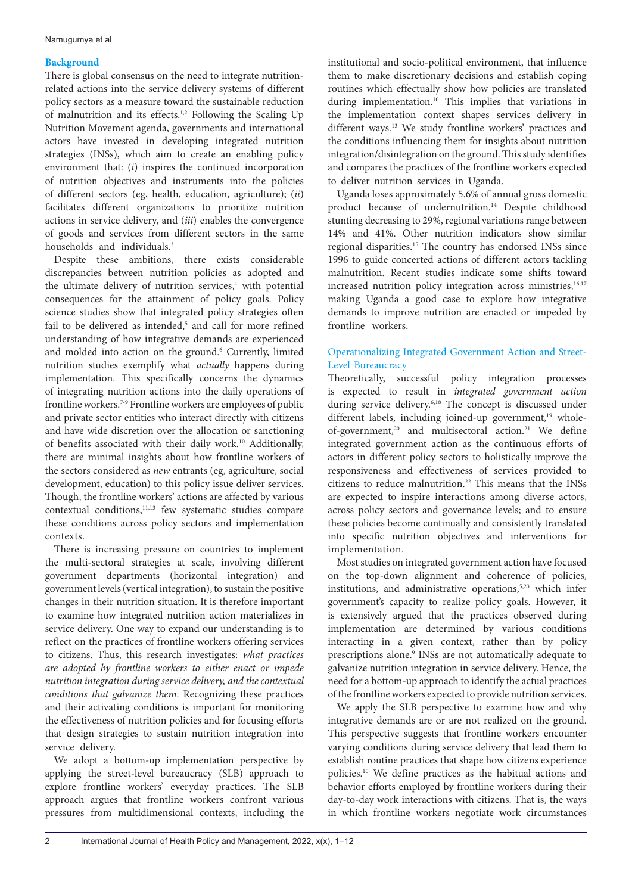## Background

There is global consensus on the need to integrate nutrition-related actions into the service delivery systems of different policy sectors as a measure toward the sustainable reduction of malnutrition and its effects.[1,2] Following the Scaling Up Nutrition Movement agenda, governments and international actors have invested in developing integrated nutrition strategies (INSs), which aim to create an enabling policy environment that: (*i*) inspires the continued incorporation of nutrition objectives and instruments into the policies of different sectors (eg, health, education, agriculture); (*ii*) facilitates different organizations to prioritize nutrition actions in service delivery, and (*iii*) enables the convergence of goods and services from different sectors in the same households and individuals.[3]

Despite these ambitions, there exists considerable discrepancies between nutrition policies as adopted and the ultimate delivery of nutrition services,[4] with potential consequences for the attainment of policy goals. Policy science studies show that integrated policy strategies often fail to be delivered as intended,[5] and call for more refined understanding of how integrative demands are experienced and molded into action on the ground.[6] Currently, limited nutrition studies exemplify what *actually* happens during implementation. This specifically concerns the dynamics of integrating nutrition actions into the daily operations of frontline workers.[7-9] Frontline workers are employees of public and private sector entities who interact directly with citizens and have wide discretion over the allocation or sanctioning of benefits associated with their daily work.[10] Additionally, there are minimal insights about how frontline workers of the sectors considered as *new* entrants (eg, agriculture, social development, education) to this policy issue deliver services. Though, the frontline workers' actions are affected by various contextual conditions,[11,13] few systematic studies compare these conditions across policy sectors and implementation contexts.

There is increasing pressure on countries to implement the multi-sectoral strategies at scale, involving different government departments (horizontal integration) and government levels (vertical integration), to sustain the positive changes in their nutrition situation. It is therefore important to examine how integrated nutrition action materializes in service delivery. One way to expand our understanding is to reflect on the practices of frontline workers offering services to citizens. Thus, this research investigates: *what practices are adopted by frontline workers to either enact or impede nutrition integration during service delivery, and the contextual conditions that galvanize them*. Recognizing these practices and their activating conditions is important for monitoring the effectiveness of nutrition policies and for focusing efforts that design strategies to sustain nutrition integration into service delivery.

We adopt a bottom-up implementation perspective by applying the street-level bureaucracy (SLB) approach to explore frontline workers' everyday practices. The SLB approach argues that frontline workers confront various pressures from multidimensional contexts, including the institutional and socio-political environment, that influence them to make discretionary decisions and establish coping routines which effectually show how policies are translated during implementation.[10] This implies that variations in the implementation context shapes services delivery in different ways.[13] We study frontline workers' practices and the conditions influencing them for insights about nutrition integration/disintegration on the ground. This study identifies and compares the practices of the frontline workers expected to deliver nutrition services in Uganda.

Uganda loses approximately 5.6% of annual gross domestic product because of undernutrition.[14] Despite childhood stunting decreasing to 29%, regional variations range between 14% and 41%. Other nutrition indicators show similar regional disparities.[15] The country has endorsed INSs since 1996 to guide concerted actions of different actors tackling malnutrition. Recent studies indicate some shifts toward increased nutrition policy integration across ministries,[16,17] making Uganda a good case to explore how integrative demands to improve nutrition are enacted or impeded by frontline workers.

### Operationalizing Integrated Government Action and Street-Level Bureaucracy

Theoretically, successful policy integration processes is expected to result in *integrated government action* during service delivery.[6,18] The concept is discussed under different labels, including joined-up government,[19] whole-of-government,[20] and multisectoral action.[21] We define integrated government action as the continuous efforts of actors in different policy sectors to holistically improve the responsiveness and effectiveness of services provided to citizens to reduce malnutrition.[22] This means that the INSs are expected to inspire interactions among diverse actors, across policy sectors and governance levels; and to ensure these policies become continually and consistently translated into specific nutrition objectives and interventions for implementation.

Most studies on integrated government action have focused on the top-down alignment and coherence of policies, institutions, and administrative operations,[5,23] which infer government's capacity to realize policy goals. However, it is extensively argued that the practices observed during implementation are determined by various conditions interacting in a given context, rather than by policy prescriptions alone.[9] INSs are not automatically adequate to galvanize nutrition integration in service delivery. Hence, the need for a bottom-up approach to identify the actual practices of the frontline workers expected to provide nutrition services.

We apply the SLB perspective to examine how and why integrative demands are or are not realized on the ground. This perspective suggests that frontline workers encounter varying conditions during service delivery that lead them to establish routine practices that shape how citizens experience policies.[10] We define practices as the habitual actions and behavior efforts employed by frontline workers during their day-to-day work interactions with citizens. That is, the ways in which frontline workers negotiate work circumstances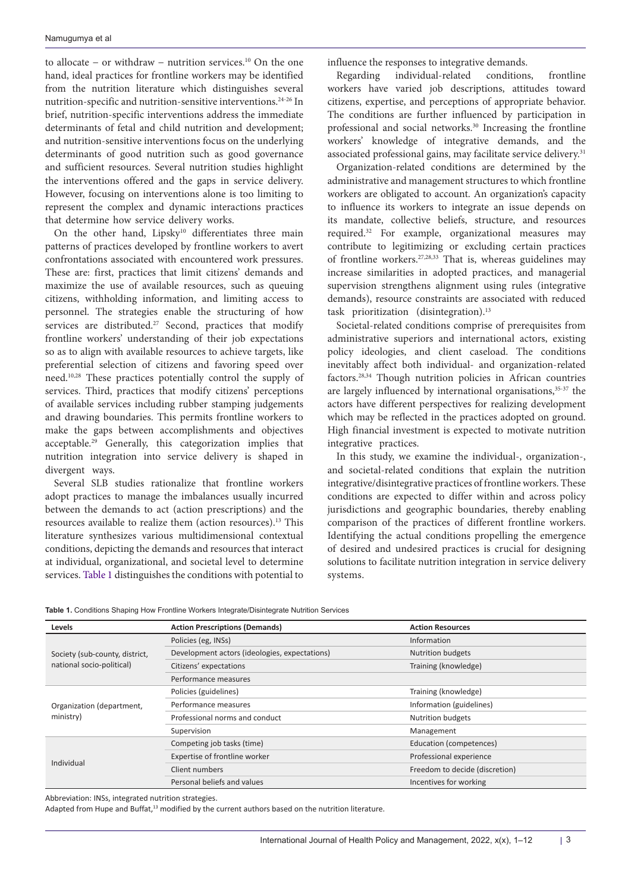to allocate – or withdraw – nutrition services.[10] On the one hand, ideal practices for frontline workers may be identified from the nutrition literature which distinguishes several nutrition-specific and nutrition-sensitive interventions.[24-26] In brief, nutrition-specific interventions address the immediate determinants of fetal and child nutrition and development; and nutrition-sensitive interventions focus on the underlying determinants of good nutrition such as good governance and sufficient resources. Several nutrition studies highlight the interventions offered and the gaps in service delivery. However, focusing on interventions alone is too limiting to represent the complex and dynamic interactions practices that determine how service delivery works.

On the other hand, Lipsky[10] differentiates three main patterns of practices developed by frontline workers to avert confrontations associated with encountered work pressures. These are: first, practices that limit citizens' demands and maximize the use of available resources, such as queuing citizens, withholding information, and limiting access to personnel. The strategies enable the structuring of how services are distributed.[27] Second, practices that modify frontline workers' understanding of their job expectations so as to align with available resources to achieve targets, like preferential selection of citizens and favoring speed over need.[10,28] These practices potentially control the supply of services. Third, practices that modify citizens' perceptions of available services including rubber stamping judgements and drawing boundaries. This permits frontline workers to make the gaps between accomplishments and objectives acceptable.[29] Generally, this categorization implies that nutrition integration into service delivery is shaped in divergent ways.

Several SLB studies rationalize that frontline workers adopt practices to manage the imbalances usually incurred between the demands to act (action prescriptions) and the resources available to realize them (action resources).[13] This literature synthesizes various multidimensional contextual conditions, depicting the demands and resources that interact at individual, organizational, and societal level to determine services. Table 1 distinguishes the conditions with potential to influence the responses to integrative demands.

Regarding individual-related conditions, frontline workers have varied job descriptions, attitudes toward citizens, expertise, and perceptions of appropriate behavior. The conditions are further influenced by participation in professional and social networks.[30] Increasing the frontline workers' knowledge of integrative demands, and the associated professional gains, may facilitate service delivery.[31]

Organization-related conditions are determined by the administrative and management structures to which frontline workers are obligated to account. An organization's capacity to influence its workers to integrate an issue depends on its mandate, collective beliefs, structure, and resources required.[32] For example, organizational measures may contribute to legitimizing or excluding certain practices of frontline workers.[27,28,33] That is, whereas guidelines may increase similarities in adopted practices, and managerial supervision strengthens alignment using rules (integrative demands), resource constraints are associated with reduced task prioritization (disintegration).[13]

Societal-related conditions comprise of prerequisites from administrative superiors and international actors, existing policy ideologies, and client caseload. The conditions inevitably affect both individual- and organization-related factors.[28,34] Though nutrition policies in African countries are largely influenced by international organisations,[35-37] the actors have different perspectives for realizing development which may be reflected in the practices adopted on ground. High financial investment is expected to motivate nutrition integrative practices.

In this study, we examine the individual-, organization-, and societal-related conditions that explain the nutrition integrative/disintegrative practices of frontline workers. These conditions are expected to differ within and across policy jurisdictions and geographic boundaries, thereby enabling comparison of the practices of different frontline workers. Identifying the actual conditions propelling the emergence of desired and undesired practices is crucial for designing solutions to facilitate nutrition integration in service delivery systems.

**Table 1.** Conditions Shaping How Frontline Workers Integrate/Disintegrate Nutrition Services

| Levels | Action Prescriptions (Demands) | Action Resources |
|---|---|---|
| Society (sub-county, district, national socio-political) | Policies (eg, INSs) | Information |
| | Development actors (ideologies, expectations) | Nutrition budgets |
| | Citizens' expectations | Training (knowledge) |
| | Performance measures | |
| Organization (department, ministry) | Policies (guidelines) | Training (knowledge) |
| | Performance measures | Information (guidelines) |
| | Professional norms and conduct | Nutrition budgets |
| | Supervision | Management |
| Individual | Competing job tasks (time) | Education (competences) |
| | Expertise of frontline worker | Professional experience |
| | Client numbers | Freedom to decide (discretion) |
| | Personal beliefs and values | Incentives for working |

Abbreviation: INSs, integrated nutrition strategies.

Adapted from Hupe and Buffat,[13] modified by the current authors based on the nutrition literature.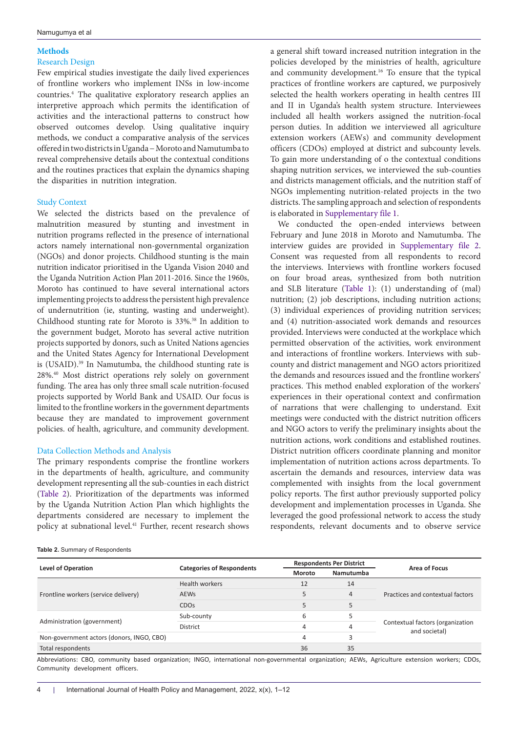## Methods

### Research Design

Few empirical studies investigate the daily lived experiences of frontline workers who implement INSs in low-income countries.[4] The qualitative exploratory research applies an interpretive approach which permits the identification of activities and the interactional patterns to construct how observed outcomes develop. Using qualitative inquiry methods, we conduct a comparative analysis of the services offered in two districts in Uganda – Moroto and Namutumba to reveal comprehensive details about the contextual conditions and the routines practices that explain the dynamics shaping the disparities in nutrition integration.

### Study Context

We selected the districts based on the prevalence of malnutrition measured by stunting and investment in nutrition programs reflected in the presence of international actors namely international non-governmental organization (NGOs) and donor projects. Childhood stunting is the main nutrition indicator prioritised in the Uganda Vision 2040 and the Uganda Nutrition Action Plan 2011-2016. Since the 1960s, Moroto has continued to have several international actors implementing projects to address the persistent high prevalence of undernutrition (ie, stunting, wasting and underweight). Childhood stunting rate for Moroto is 33%.[38] In addition to the government budget, Moroto has several active nutrition projects supported by donors, such as United Nations agencies and the United States Agency for International Development is (USAID).[39] In Namutumba, the childhood stunting rate is 28%.[40] Most district operations rely solely on government funding. The area has only three small scale nutrition-focused projects supported by World Bank and USAID. Our focus is limited to the frontline workers in the government departments because they are mandated to improvement government policies. of health, agriculture, and community development.

### Data Collection Methods and Analysis

The primary respondents comprise the frontline workers in the departments of health, agriculture, and community development representing all the sub-counties in each district (Table 2). Prioritization of the departments was informed by the Uganda Nutrition Action Plan which highlights the departments considered are necessary to implement the policy at subnational level.[41] Further, recent research shows a general shift toward increased nutrition integration in the policies developed by the ministries of health, agriculture and community development.[16] To ensure that the typical practices of frontline workers are captured, we purposively selected the health workers operating in health centres III and II in Uganda's health system structure. Interviewees included all health workers assigned the nutrition-focal person duties. In addition we interviewed all agriculture extension workers (AEWs) and community development officers (CDOs) employed at district and subcounty levels. To gain more understanding of o the contextual conditions shaping nutrition services, we interviewed the sub-counties and districts management officials, and the nutrition staff of NGOs implementing nutrition-related projects in the two districts. The sampling approach and selection of respondents is elaborated in Supplementary file 1.

We conducted the open-ended interviews between February and June 2018 in Moroto and Namutumba. The interview guides are provided in Supplementary file 2. Consent was requested from all respondents to record the interviews. Interviews with frontline workers focused on four broad areas, synthesized from both nutrition and SLB literature (Table 1): (1) understanding of (mal) nutrition; (2) job descriptions, including nutrition actions; (3) individual experiences of providing nutrition services; and (4) nutrition-associated work demands and resources provided. Interviews were conducted at the workplace which permitted observation of the activities, work environment and interactions of frontline workers. Interviews with sub-county and district management and NGO actors prioritized the demands and resources issued and the frontline workers' practices. This method enabled exploration of the workers' experiences in their operational context and confirmation of narrations that were challenging to understand. Exit meetings were conducted with the district nutrition officers and NGO actors to verify the preliminary insights about the nutrition actions, work conditions and established routines. District nutrition officers coordinate planning and monitor implementation of nutrition actions across departments. To ascertain the demands and resources, interview data was complemented with insights from the local government policy reports. The first author previously supported policy development and implementation processes in Uganda. She leveraged the good professional network to access the study respondents, relevant documents and to observe service

**Table 2.** Summary of Respondents

| Level of Operation | Categories of Respondents | Respondents Per District | | Area of Focus |
|---|---|---|---|---|
| | | Moroto | Namutumba | |
| Frontline workers (service delivery) | Health workers | 12 | 14 | Practices and contextual factors |
| | AEWs | 5 | 4 | |
| | CDOs | 5 | 5 | |
| Administration (government) | Sub-county | 6 | 5 | Contextual factors (organization and societal) |
| | District | 4 | 4 | |
| Non-government actors (donors, INGO, CBO) | | 4 | 3 | |
| Total respondents | | 36 | 35 | |

Abbreviations: CBO, community based organization; INGO, international non-governmental organization; AEWs, Agriculture extension workers; CDOs, Community development officers.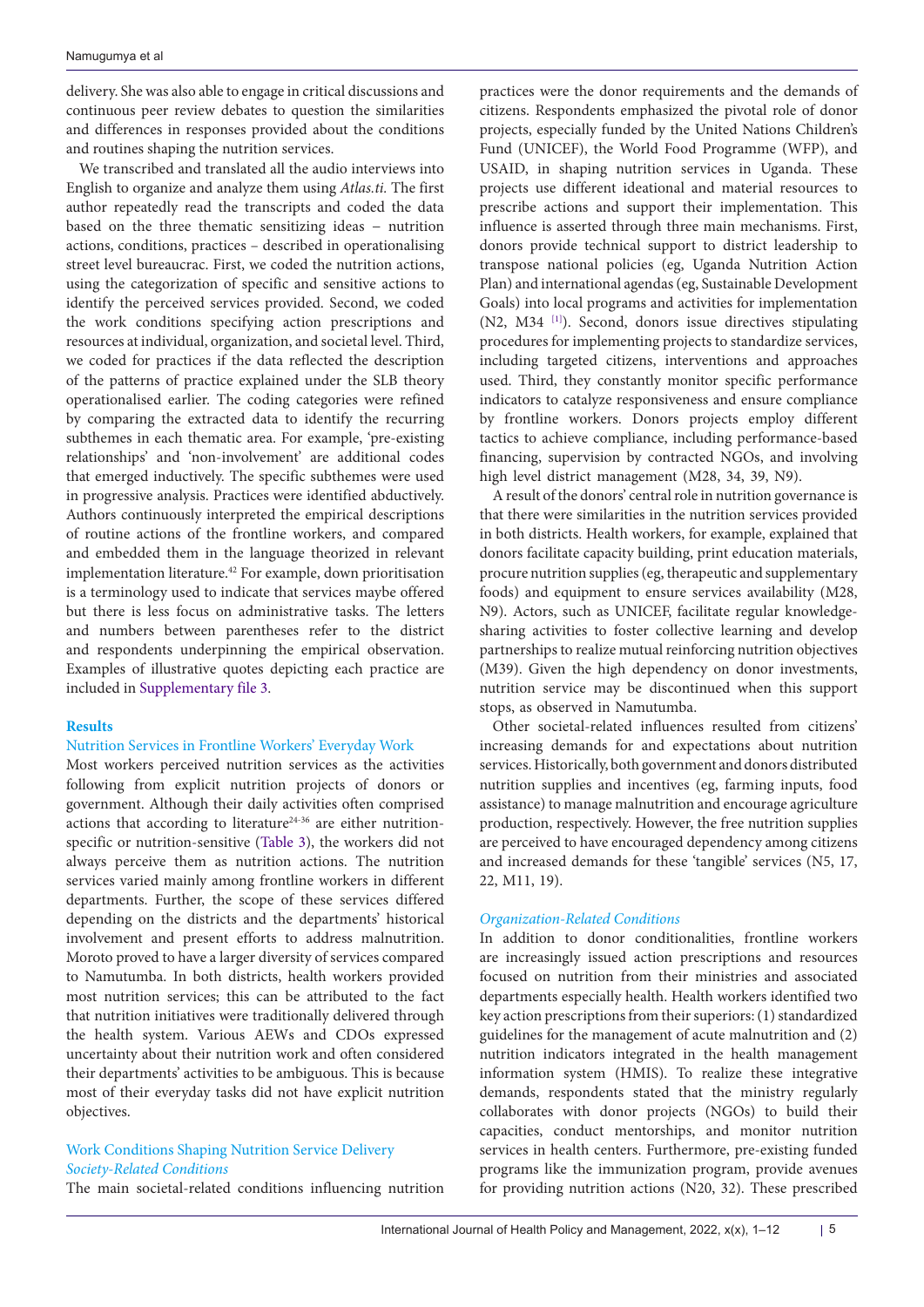delivery. She was also able to engage in critical discussions and continuous peer review debates to question the similarities and differences in responses provided about the conditions and routines shaping the nutrition services.

We transcribed and translated all the audio interviews into English to organize and analyze them using *Atlas.ti*. The first author repeatedly read the transcripts and coded the data based on the three thematic sensitizing ideas – nutrition actions, conditions, practices – described in operationalising street level bureaucrac. First, we coded the nutrition actions, using the categorization of specific and sensitive actions to identify the perceived services provided. Second, we coded the work conditions specifying action prescriptions and resources at individual, organization, and societal level. Third, we coded for practices if the data reflected the description of the patterns of practice explained under the SLB theory operationalised earlier. The coding categories were refined by comparing the extracted data to identify the recurring subthemes in each thematic area. For example, 'pre-existing relationships' and 'non-involvement' are additional codes that emerged inductively. The specific subthemes were used in progressive analysis. Practices were identified abductively. Authors continuously interpreted the empirical descriptions of routine actions of the frontline workers, and compared and embedded them in the language theorized in relevant implementation literature.[42] For example, down prioritisation is a terminology used to indicate that services maybe offered but there is less focus on administrative tasks. The letters and numbers between parentheses refer to the district and respondents underpinning the empirical observation. Examples of illustrative quotes depicting each practice are included in Supplementary file 3.

## Results

### Nutrition Services in Frontline Workers' Everyday Work

Most workers perceived nutrition services as the activities following from explicit nutrition projects of donors or government. Although their daily activities often comprised actions that according to literature[24-36] are either nutrition-specific or nutrition-sensitive (Table 3), the workers did not always perceive them as nutrition actions. The nutrition services varied mainly among frontline workers in different departments. Further, the scope of these services differed depending on the districts and the departments' historical involvement and present efforts to address malnutrition. Moroto proved to have a larger diversity of services compared to Namutumba. In both districts, health workers provided most nutrition services; this can be attributed to the fact that nutrition initiatives were traditionally delivered through the health system. Various AEWs and CDOs expressed uncertainty about their nutrition work and often considered their departments' activities to be ambiguous. This is because most of their everyday tasks did not have explicit nutrition objectives.

### Work Conditions Shaping Nutrition Service Delivery

#### *Society-Related Conditions*

The main societal-related conditions influencing nutrition practices were the donor requirements and the demands of citizens. Respondents emphasized the pivotal role of donor projects, especially funded by the United Nations Children's Fund (UNICEF), the World Food Programme (WFP), and USAID, in shaping nutrition services in Uganda. These projects use different ideational and material resources to prescribe actions and support their implementation. This influence is asserted through three main mechanisms. First, donors provide technical support to district leadership to transpose national policies (eg, Uganda Nutrition Action Plan) and international agendas (eg, Sustainable Development Goals) into local programs and activities for implementation (N2, M34 [1]). Second, donors issue directives stipulating procedures for implementing projects to standardize services, including targeted citizens, interventions and approaches used. Third, they constantly monitor specific performance indicators to catalyze responsiveness and ensure compliance by frontline workers. Donors projects employ different tactics to achieve compliance, including performance-based financing, supervision by contracted NGOs, and involving high level district management (M28, 34, 39, N9).

A result of the donors' central role in nutrition governance is that there were similarities in the nutrition services provided in both districts. Health workers, for example, explained that donors facilitate capacity building, print education materials, procure nutrition supplies (eg, therapeutic and supplementary foods) and equipment to ensure services availability (M28, N9). Actors, such as UNICEF, facilitate regular knowledge-sharing activities to foster collective learning and develop partnerships to realize mutual reinforcing nutrition objectives (M39). Given the high dependency on donor investments, nutrition service may be discontinued when this support stops, as observed in Namutumba.

Other societal-related influences resulted from citizens' increasing demands for and expectations about nutrition services. Historically, both government and donors distributed nutrition supplies and incentives (eg, farming inputs, food assistance) to manage malnutrition and encourage agriculture production, respectively. However, the free nutrition supplies are perceived to have encouraged dependency among citizens and increased demands for these 'tangible' services (N5, 17, 22, M11, 19).

#### *Organization-Related Conditions*

In addition to donor conditionalities, frontline workers are increasingly issued action prescriptions and resources focused on nutrition from their ministries and associated departments especially health. Health workers identified two key action prescriptions from their superiors: (1) standardized guidelines for the management of acute malnutrition and (2) nutrition indicators integrated in the health management information system (HMIS). To realize these integrative demands, respondents stated that the ministry regularly collaborates with donor projects (NGOs) to build their capacities, conduct mentorships, and monitor nutrition services in health centers. Furthermore, pre-existing funded programs like the immunization program, provide avenues for providing nutrition actions (N20, 32). These prescribed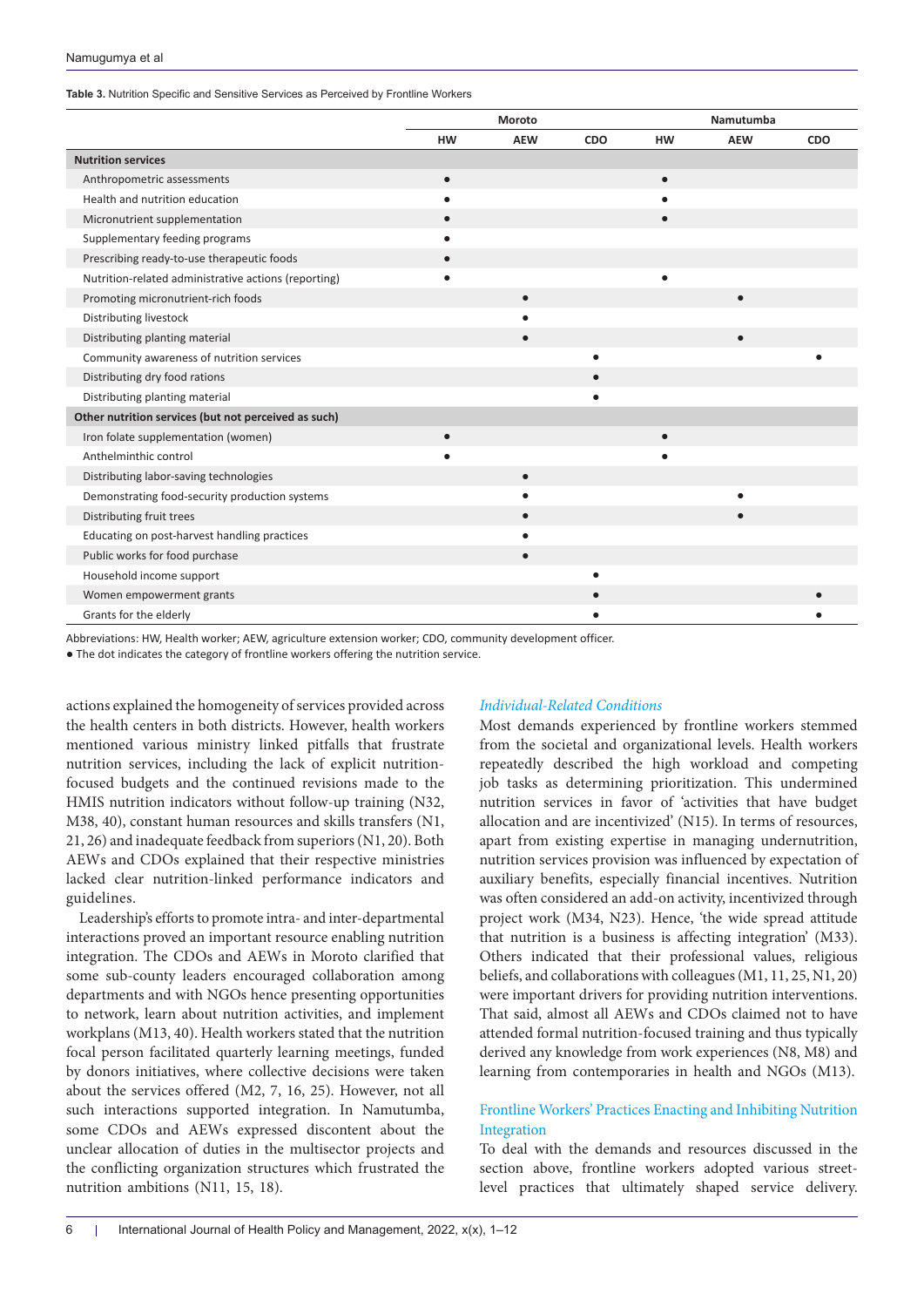**Table 3.** Nutrition Specific and Sensitive Services as Perceived by Frontline Workers

| | Moroto | | | Namutumba | | |
|---|---|---|---|---|---|---|
| | HW | AEW | CDO | HW | AEW | CDO |
| **Nutrition services** | | | | | | |
| Anthropometric assessments | • | | | • | | |
| Health and nutrition education | • | | | • | | |
| Micronutrient supplementation | • | | | • | | |
| Supplementary feeding programs | • | | | | | |
| Prescribing ready-to-use therapeutic foods | • | | | | | |
| Nutrition-related administrative actions (reporting) | • | | | • | | |
| Promoting micronutrient-rich foods | | • | | | • | |
| Distributing livestock | | • | | | | |
| Distributing planting material | | • | | | • | |
| Community awareness of nutrition services | | | • | | | • |
| Distributing dry food rations | | | • | | | |
| Distributing planting material | | | • | | | |
| **Other nutrition services (but not perceived as such)** | | | | | | |
| Iron folate supplementation (women) | • | | | • | | |
| Anthelminthic control | • | | | • | | |
| Distributing labor-saving technologies | | • | | | | |
| Demonstrating food-security production systems | | • | | | • | |
| Distributing fruit trees | | • | | | • | |
| Educating on post-harvest handling practices | | • | | | | |
| Public works for food purchase | | • | | | | |
| Household income support | | | • | | | |
| Women empowerment grants | | | • | | | • |
| Grants for the elderly | | | • | | | • |

Abbreviations: HW, Health worker; AEW, agriculture extension worker; CDO, community development officer.

● The dot indicates the category of frontline workers offering the nutrition service.

actions explained the homogeneity of services provided across the health centers in both districts. However, health workers mentioned various ministry linked pitfalls that frustrate nutrition services, including the lack of explicit nutrition-focused budgets and the continued revisions made to the HMIS nutrition indicators without follow-up training (N32, M38, 40), constant human resources and skills transfers (N1, 21, 26) and inadequate feedback from superiors (N1, 20). Both AEWs and CDOs explained that their respective ministries lacked clear nutrition-linked performance indicators and guidelines.

Leadership's efforts to promote intra- and inter-departmental interactions proved an important resource enabling nutrition integration. The CDOs and AEWs in Moroto clarified that some sub-county leaders encouraged collaboration among departments and with NGOs hence presenting opportunities to network, learn about nutrition activities, and implement workplans (M13, 40). Health workers stated that the nutrition focal person facilitated quarterly learning meetings, funded by donors initiatives, where collective decisions were taken about the services offered (M2, 7, 16, 25). However, not all such interactions supported integration. In Namutumba, some CDOs and AEWs expressed discontent about the unclear allocation of duties in the multisector projects and the conflicting organization structures which frustrated the nutrition ambitions (N11, 15, 18).

### *Individual-Related Conditions*

Most demands experienced by frontline workers stemmed from the societal and organizational levels. Health workers repeatedly described the high workload and competing job tasks as determining prioritization. This undermined nutrition services in favor of 'activities that have budget allocation and are incentivized' (N15). In terms of resources, apart from existing expertise in managing undernutrition, nutrition services provision was influenced by expectation of auxiliary benefits, especially financial incentives. Nutrition was often considered an add-on activity, incentivized through project work (M34, N23). Hence, 'the wide spread attitude that nutrition is a business is affecting integration' (M33). Others indicated that their professional values, religious beliefs, and collaborations with colleagues (M1, 11, 25, N1, 20) were important drivers for providing nutrition interventions. That said, almost all AEWs and CDOs claimed not to have attended formal nutrition-focused training and thus typically derived any knowledge from work experiences (N8, M8) and learning from contemporaries in health and NGOs (M13).

## Frontline Workers' Practices Enacting and Inhibiting Nutrition Integration

To deal with the demands and resources discussed in the section above, frontline workers adopted various street-level practices that ultimately shaped service delivery.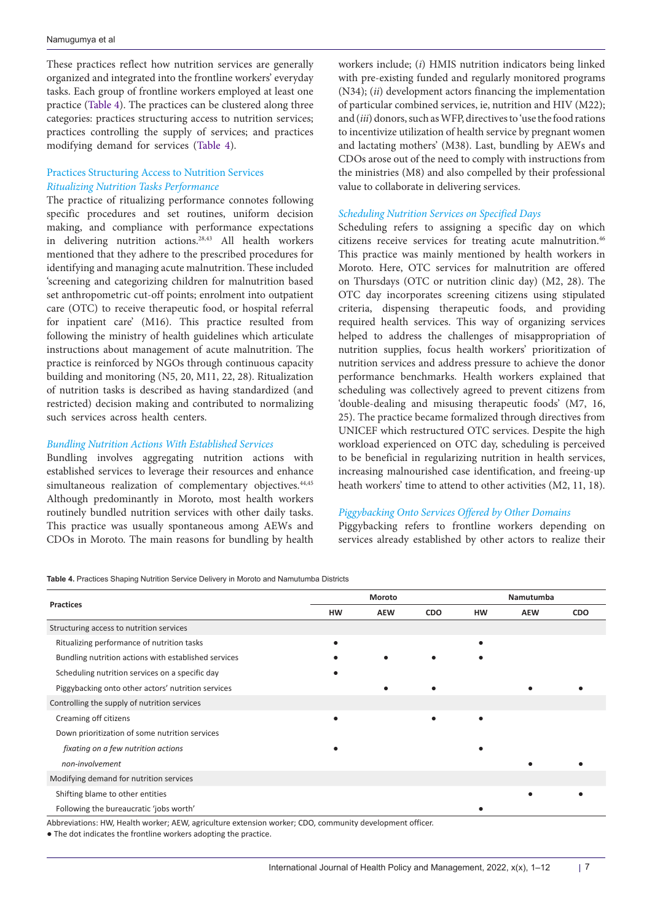These practices reflect how nutrition services are generally organized and integrated into the frontline workers' everyday tasks. Each group of frontline workers employed at least one practice (Table 4). The practices can be clustered along three categories: practices structuring access to nutrition services; practices controlling the supply of services; and practices modifying demand for services (Table 4).

## Practices Structuring Access to Nutrition Services

### *Ritualizing Nutrition Tasks Performance*

The practice of ritualizing performance connotes following specific procedures and set routines, uniform decision making, and compliance with performance expectations in delivering nutrition actions.[28,43] All health workers mentioned that they adhere to the prescribed procedures for identifying and managing acute malnutrition. These included 'screening and categorizing children for malnutrition based set anthropometric cut-off points; enrolment into outpatient care (OTC) to receive therapeutic food, or hospital referral for inpatient care' (M16). This practice resulted from following the ministry of health guidelines which articulate instructions about management of acute malnutrition. The practice is reinforced by NGOs through continuous capacity building and monitoring (N5, 20, M11, 22, 28). Ritualization of nutrition tasks is described as having standardized (and restricted) decision making and contributed to normalizing such services across health centers.

### *Bundling Nutrition Actions With Established Services*

Bundling involves aggregating nutrition actions with established services to leverage their resources and enhance simultaneous realization of complementary objectives.[44,45] Although predominantly in Moroto, most health workers routinely bundled nutrition services with other daily tasks. This practice was usually spontaneous among AEWs and CDOs in Moroto. The main reasons for bundling by health workers include; (*i*) HMIS nutrition indicators being linked with pre-existing funded and regularly monitored programs (N34); (*ii*) development actors financing the implementation of particular combined services, ie, nutrition and HIV (M22); and (*iii*) donors, such as WFP, directives to 'use the food rations to incentivize utilization of health service by pregnant women and lactating mothers' (M38). Last, bundling by AEWs and CDOs arose out of the need to comply with instructions from the ministries (M8) and also compelled by their professional value to collaborate in delivering services.

### *Scheduling Nutrition Services on Specified Days*

Scheduling refers to assigning a specific day on which citizens receive services for treating acute malnutrition.[46] This practice was mainly mentioned by health workers in Moroto. Here, OTC services for malnutrition are offered on Thursdays (OTC or nutrition clinic day) (M2, 28). The OTC day incorporates screening citizens using stipulated criteria, dispensing therapeutic foods, and providing required health services. This way of organizing services helped to address the challenges of misappropriation of nutrition supplies, focus health workers' prioritization of nutrition services and address pressure to achieve the donor performance benchmarks. Health workers explained that scheduling was collectively agreed to prevent citizens from 'double-dealing and misusing therapeutic foods' (M7, 16, 25). The practice became formalized through directives from UNICEF which restructured OTC services. Despite the high workload experienced on OTC day, scheduling is perceived to be beneficial in regularizing nutrition in health services, increasing malnourished case identification, and freeing-up heath workers' time to attend to other activities (M2, 11, 18).

### *Piggybacking Onto Services Offered by Other Domains*

Piggybacking refers to frontline workers depending on services already established by other actors to realize their

**Table 4.** Practices Shaping Nutrition Service Delivery in Moroto and Namutumba Districts

| Practices | Moroto | | | Namutumba | | |
|---|---|---|---|---|---|---|
| | HW | AEW | CDO | HW | AEW | CDO |
| Structuring access to nutrition services | | | | | | |
| Ritualizing performance of nutrition tasks | • | | | • | | |
| Bundling nutrition actions with established services | • | • | • | • | | |
| Scheduling nutrition services on a specific day | • | | | | | |
| Piggybacking onto other actors' nutrition services | | • | • | | • | • |
| Controlling the supply of nutrition services | | | | | | |
| Creaming off citizens | • | | • | • | | |
| Down prioritization of some nutrition services | | | | | | |
| *fixating on a few nutrition actions* | • | | | • | | |
| *non-involvement* | | | | | • | • |
| Modifying demand for nutrition services | | | | | | |
| Shifting blame to other entities | | | | | • | • |
| Following the bureaucratic 'jobs worth' | | | | • | | |

Abbreviations: HW, Health worker; AEW, agriculture extension worker; CDO, community development officer.

● The dot indicates the frontline workers adopting the practice.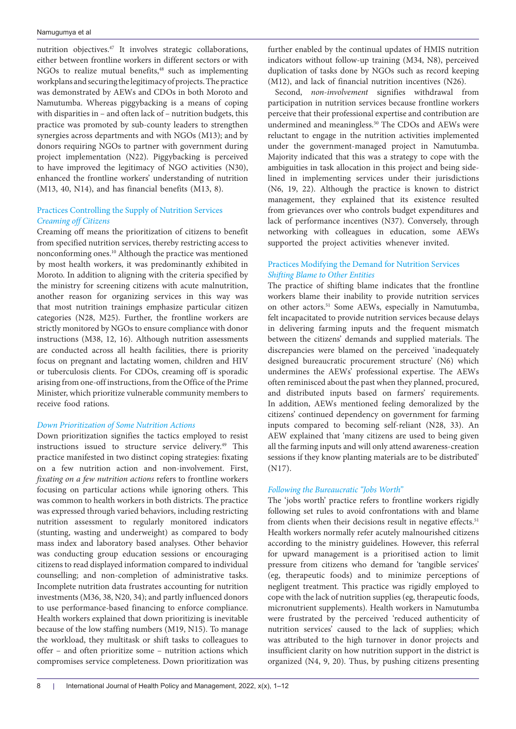nutrition objectives.[47] It involves strategic collaborations, either between frontline workers in different sectors or with NGOs to realize mutual benefits,[48] such as implementing workplans and securing the legitimacy of projects. The practice was demonstrated by AEWs and CDOs in both Moroto and Namutumba. Whereas piggybacking is a means of coping with disparities in – and often lack of – nutrition budgets, this practice was promoted by sub-county leaders to strengthen synergies across departments and with NGOs (M13); and by donors requiring NGOs to partner with government during project implementation (N22). Piggybacking is perceived to have improved the legitimacy of NGO activities (N30), enhanced the frontline workers' understanding of nutrition (M13, 40, N14), and has financial benefits (M13, 8).

### Practices Controlling the Supply of Nutrition Services

#### *Creaming off Citizens*

Creaming off means the prioritization of citizens to benefit from specified nutrition services, thereby restricting access to nonconforming ones.[10] Although the practice was mentioned by most health workers, it was predominantly exhibited in Moroto. In addition to aligning with the criteria specified by the ministry for screening citizens with acute malnutrition, another reason for organizing services in this way was that most nutrition trainings emphasize particular citizen categories (N28, M25). Further, the frontline workers are strictly monitored by NGOs to ensure compliance with donor instructions (M38, 12, 16). Although nutrition assessments are conducted across all health facilities, there is priority focus on pregnant and lactating women, children and HIV or tuberculosis clients. For CDOs, creaming off is sporadic arising from one-off instructions, from the Office of the Prime Minister, which prioritize vulnerable community members to receive food rations.

#### *Down Prioritization of Some Nutrition Actions*

Down prioritization signifies the tactics employed to resist instructions issued to structure service delivery.[49] This practice manifested in two distinct coping strategies: fixating on a few nutrition action and non-involvement. First, *fixating on a few nutrition actions* refers to frontline workers focusing on particular actions while ignoring others. This was common to health workers in both districts. The practice was expressed through varied behaviors, including restricting nutrition assessment to regularly monitored indicators (stunting, wasting and underweight) as compared to body mass index and laboratory based analyses. Other behavior was conducting group education sessions or encouraging citizens to read displayed information compared to individual counselling; and non-completion of administrative tasks. Incomplete nutrition data frustrates accounting for nutrition investments (M36, 38, N20, 34); and partly influenced donors to use performance-based financing to enforce compliance. Health workers explained that down prioritizing is inevitable because of the low staffing numbers (M19, N15). To manage the workload, they multitask or shift tasks to colleagues to offer – and often prioritize some – nutrition actions which compromises service completeness. Down prioritization was further enabled by the continual updates of HMIS nutrition indicators without follow-up training (M34, N8), perceived duplication of tasks done by NGOs such as record keeping (M12), and lack of financial nutrition incentives (N26).

Second, *non-involvement* signifies withdrawal from participation in nutrition services because frontline workers perceive that their professional expertise and contribution are undermined and meaningless.[50] The CDOs and AEWs were reluctant to engage in the nutrition activities implemented under the government-managed project in Namutumba. Majority indicated that this was a strategy to cope with the ambiguities in task allocation in this project and being sidelined in implementing services under their jurisdictions (N6, 19, 22). Although the practice is known to district management, they explained that its existence resulted from grievances over who controls budget expenditures and lack of performance incentives (N37). Conversely, through networking with colleagues in education, some AEWs supported the project activities whenever invited.

### Practices Modifying the Demand for Nutrition Services

#### *Shifting Blame to Other Entities*

The practice of shifting blame indicates that the frontline workers blame their inability to provide nutrition services on other actors.[51] Some AEWs, especially in Namutumba, felt incapacitated to provide nutrition services because delays in delivering farming inputs and the frequent mismatch between the citizens' demands and supplied materials. The discrepancies were blamed on the perceived 'inadequately designed bureaucratic procurement structure' (N6) which undermines the AEWs' professional expertise. The AEWs often reminisced about the past when they planned, procured, and distributed inputs based on farmers' requirements. In addition, AEWs mentioned feeling demoralized by the citizens' continued dependency on government for farming inputs compared to becoming self-reliant (N28, 33). An AEW explained that 'many citizens are used to being given all the farming inputs and will only attend awareness-creation sessions if they know planting materials are to be distributed' (N17).

#### *Following the Bureaucratic "Jobs Worth"*

The 'jobs worth' practice refers to frontline workers rigidly following set rules to avoid confrontations with and blame from clients when their decisions result in negative effects.[51] Health workers normally refer acutely malnourished citizens according to the ministry guidelines. However, this referral for upward management is a prioritised action to limit pressure from citizens who demand for 'tangible services' (eg, therapeutic foods) and to minimize perceptions of negligent treatment. This practice was rigidly employed to cope with the lack of nutrition supplies (eg, therapeutic foods, micronutrient supplements). Health workers in Namutumba were frustrated by the perceived 'reduced authenticity of nutrition services' caused to the lack of supplies; which was attributed to the high turnover in donor projects and insufficient clarity on how nutrition support in the district is organized (N4, 9, 20). Thus, by pushing citizens presenting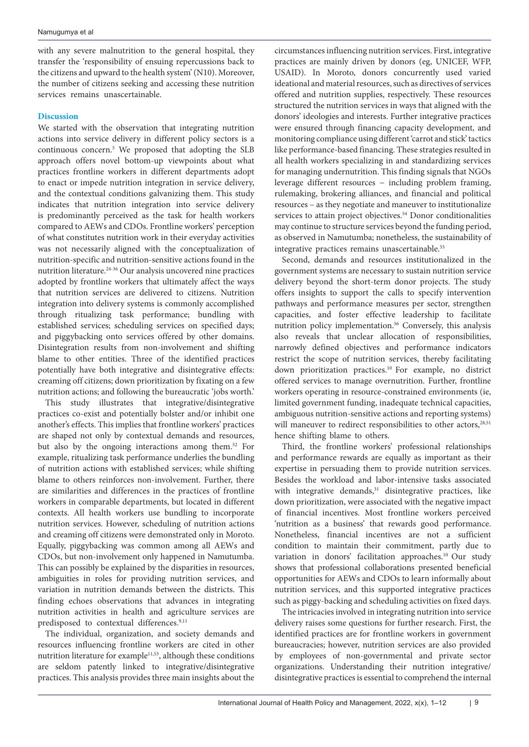with any severe malnutrition to the general hospital, they transfer the 'responsibility of ensuing repercussions back to the citizens and upward to the health system' (N10). Moreover, the number of citizens seeking and accessing these nutrition services remains unascertainable.

## Discussion

We started with the observation that integrating nutrition actions into service delivery in different policy sectors is a continuous concern.[5] We proposed that adopting the SLB approach offers novel bottom-up viewpoints about what practices frontline workers in different departments adopt to enact or impede nutrition integration in service delivery, and the contextual conditions galvanizing them. This study indicates that nutrition integration into service delivery is predominantly perceived as the task for health workers compared to AEWs and CDOs. Frontline workers' perception of what constitutes nutrition work in their everyday activities was not necessarily aligned with the conceptualization of nutrition-specific and nutrition-sensitive actions found in the nutrition literature.[24-36] Our analysis uncovered nine practices adopted by frontline workers that ultimately affect the ways that nutrition services are delivered to citizens. Nutrition integration into delivery systems is commonly accomplished through ritualizing task performance; bundling with established services; scheduling services on specified days; and piggybacking onto services offered by other domains. Disintegration results from non-involvement and shifting blame to other entities. Three of the identified practices potentially have both integrative and disintegrative effects: creaming off citizens; down prioritization by fixating on a few nutrition actions; and following the bureaucratic 'jobs worth.'

This study illustrates that integrative/disintegrative practices co-exist and potentially bolster and/or inhibit one another's effects. This implies that frontline workers' practices are shaped not only by contextual demands and resources, but also by the ongoing interactions among them.[52] For example, ritualizing task performance underlies the bundling of nutrition actions with established services; while shifting blame to others reinforces non-involvement. Further, there are similarities and differences in the practices of frontline workers in comparable departments, but located in different contexts. All health workers use bundling to incorporate nutrition services. However, scheduling of nutrition actions and creaming off citizens were demonstrated only in Moroto. Equally, piggybacking was common among all AEWs and CDOs, but non-involvement only happened in Namutumba. This can possibly be explained by the disparities in resources, ambiguities in roles for providing nutrition services, and variation in nutrition demands between the districts. This finding echoes observations that advances in integrating nutrition activities in health and agriculture services are predisposed to contextual differences.[9,11]

The individual, organization, and society demands and resources influencing frontline workers are cited in other nutrition literature for example[11,53], although these conditions are seldom patently linked to integrative/disintegrative practices. This analysis provides three main insights about the circumstances influencing nutrition services. First, integrative practices are mainly driven by donors (eg, UNICEF, WFP, USAID). In Moroto, donors concurrently used varied ideational and material resources, such as directives of services offered and nutrition supplies, respectively. These resources structured the nutrition services in ways that aligned with the donors' ideologies and interests. Further integrative practices were ensured through financing capacity development, and monitoring compliance using different 'carrot and stick' tactics like performance-based financing. These strategies resulted in all health workers specializing in and standardizing services for managing undernutrition. This finding signals that NGOs leverage different resources – including problem framing, rulemaking, brokering alliances, and financial and political resources – as they negotiate and maneuver to institutionalize services to attain project objectives.[54] Donor conditionalities may continue to structure services beyond the funding period, as observed in Namutumba; nonetheless, the sustainability of integrative practices remains unascertainable.[55]

Second, demands and resources institutionalized in the government systems are necessary to sustain nutrition service delivery beyond the short-term donor projects. The study offers insights to support the calls to specify intervention pathways and performance measures per sector, strengthen capacities, and foster effective leadership to facilitate nutrition policy implementation.[56] Conversely, this analysis also reveals that unclear allocation of responsibilities, narrowly defined objectives and performance indicators restrict the scope of nutrition services, thereby facilitating down prioritization practices.[10] For example, no district offered services to manage overnutrition. Further, frontline workers operating in resource-constrained environments (ie, limited government funding, inadequate technical capacities, ambiguous nutrition-sensitive actions and reporting systems) will maneuver to redirect responsibilities to other actors,[28,51] hence shifting blame to others.

Third, the frontline workers' professional relationships and performance rewards are equally as important as their expertise in persuading them to provide nutrition services. Besides the workload and labor-intensive tasks associated with integrative demands,[31] disintegrative practices, like down prioritization, were associated with the negative impact of financial incentives. Most frontline workers perceived 'nutrition as a business' that rewards good performance. Nonetheless, financial incentives are not a sufficient condition to maintain their commitment, partly due to variation in donors' facilitation approaches.[10] Our study shows that professional collaborations presented beneficial opportunities for AEWs and CDOs to learn informally about nutrition services, and this supported integrative practices such as piggy-backing and scheduling activities on fixed days.

The intricacies involved in integrating nutrition into service delivery raises some questions for further research. First, the identified practices are for frontline workers in government bureaucracies; however, nutrition services are also provided by employees of non-governmental and private sector organizations. Understanding their nutrition integrative/disintegrative practices is essential to comprehend the internal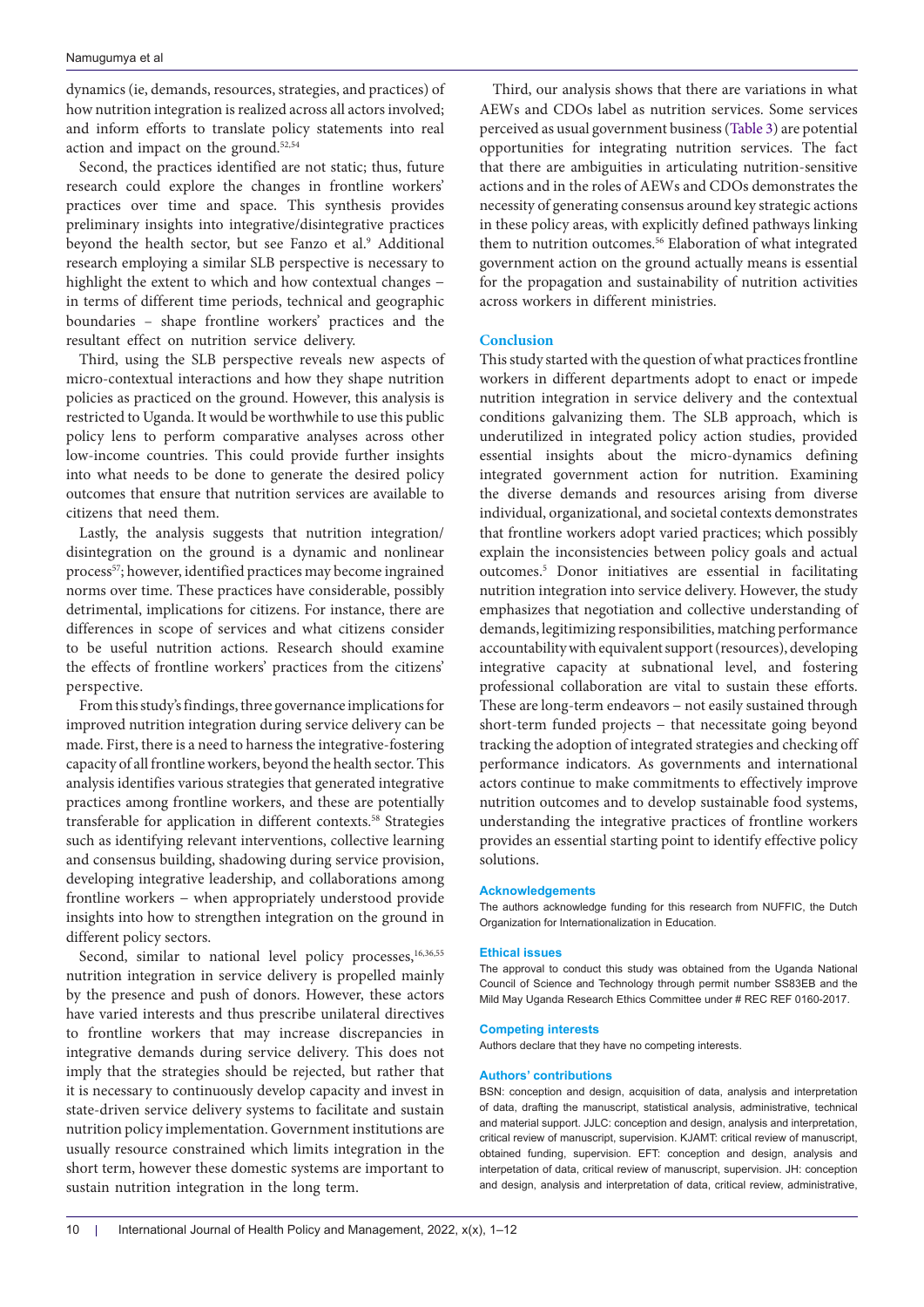dynamics (ie, demands, resources, strategies, and practices) of how nutrition integration is realized across all actors involved; and inform efforts to translate policy statements into real action and impact on the ground.[52,54]

Second, the practices identified are not static; thus, future research could explore the changes in frontline workers' practices over time and space. This synthesis provides preliminary insights into integrative/disintegrative practices beyond the health sector, but see Fanzo et al.[9] Additional research employing a similar SLB perspective is necessary to highlight the extent to which and how contextual changes – in terms of different time periods, technical and geographic boundaries – shape frontline workers' practices and the resultant effect on nutrition service delivery.

Third, using the SLB perspective reveals new aspects of micro-contextual interactions and how they shape nutrition policies as practiced on the ground. However, this analysis is restricted to Uganda. It would be worthwhile to use this public policy lens to perform comparative analyses across other low-income countries. This could provide further insights into what needs to be done to generate the desired policy outcomes that ensure that nutrition services are available to citizens that need them.

Lastly, the analysis suggests that nutrition integration/disintegration on the ground is a dynamic and nonlinear process[57]; however, identified practices may become ingrained norms over time. These practices have considerable, possibly detrimental, implications for citizens. For instance, there are differences in scope of services and what citizens consider to be useful nutrition actions. Research should examine the effects of frontline workers' practices from the citizens' perspective.

From this study's findings, three governance implications for improved nutrition integration during service delivery can be made. First, there is a need to harness the integrative-fostering capacity of all frontline workers, beyond the health sector. This analysis identifies various strategies that generated integrative practices among frontline workers, and these are potentially transferable for application in different contexts.[58] Strategies such as identifying relevant interventions, collective learning and consensus building, shadowing during service provision, developing integrative leadership, and collaborations among frontline workers – when appropriately understood provide insights into how to strengthen integration on the ground in different policy sectors.

Second, similar to national level policy processes,[16,36,55] nutrition integration in service delivery is propelled mainly by the presence and push of donors. However, these actors have varied interests and thus prescribe unilateral directives to frontline workers that may increase discrepancies in integrative demands during service delivery. This does not imply that the strategies should be rejected, but rather that it is necessary to continuously develop capacity and invest in state-driven service delivery systems to facilitate and sustain nutrition policy implementation. Government institutions are usually resource constrained which limits integration in the short term, however these domestic systems are important to sustain nutrition integration in the long term.

Third, our analysis shows that there are variations in what AEWs and CDOs label as nutrition services. Some services perceived as usual government business (Table 3) are potential opportunities for integrating nutrition services. The fact that there are ambiguities in articulating nutrition-sensitive actions and in the roles of AEWs and CDOs demonstrates the necessity of generating consensus around key strategic actions in these policy areas, with explicitly defined pathways linking them to nutrition outcomes.[56] Elaboration of what integrated government action on the ground actually means is essential for the propagation and sustainability of nutrition activities across workers in different ministries.

## Conclusion

This study started with the question of what practices frontline workers in different departments adopt to enact or impede nutrition integration in service delivery and the contextual conditions galvanizing them. The SLB approach, which is underutilized in integrated policy action studies, provided essential insights about the micro-dynamics defining integrated government action for nutrition. Examining the diverse demands and resources arising from diverse individual, organizational, and societal contexts demonstrates that frontline workers adopt varied practices; which possibly explain the inconsistencies between policy goals and actual outcomes.[5] Donor initiatives are essential in facilitating nutrition integration into service delivery. However, the study emphasizes that negotiation and collective understanding of demands, legitimizing responsibilities, matching performance accountability with equivalent support (resources), developing integrative capacity at subnational level, and fostering professional collaboration are vital to sustain these efforts. These are long-term endeavors – not easily sustained through short-term funded projects – that necessitate going beyond tracking the adoption of integrated strategies and checking off performance indicators. As governments and international actors continue to make commitments to effectively improve nutrition outcomes and to develop sustainable food systems, understanding the integrative practices of frontline workers provides an essential starting point to identify effective policy solutions.

### Acknowledgements

The authors acknowledge funding for this research from NUFFIC, the Dutch Organization for Internationalization in Education.

### Ethical issues

The approval to conduct this study was obtained from the Uganda National Council of Science and Technology through permit number SS83EB and the Mild May Uganda Research Ethics Committee under # REC REF 0160-2017.

### Competing interests

Authors declare that they have no competing interests.

### Authors' contributions

BSN: conception and design, acquisition of data, analysis and interpretation of data, drafting the manuscript, statistical analysis, administrative, technical and material support. JJLC: conception and design, analysis and interpretation, critical review of manuscript, supervision. KJAMT: critical review of manuscript, obtained funding, supervision. EFT: conception and design, analysis and interpetation of data, critical review of manuscript, supervision. JH: conception and design, analysis and interpretation of data, critical review, administrative,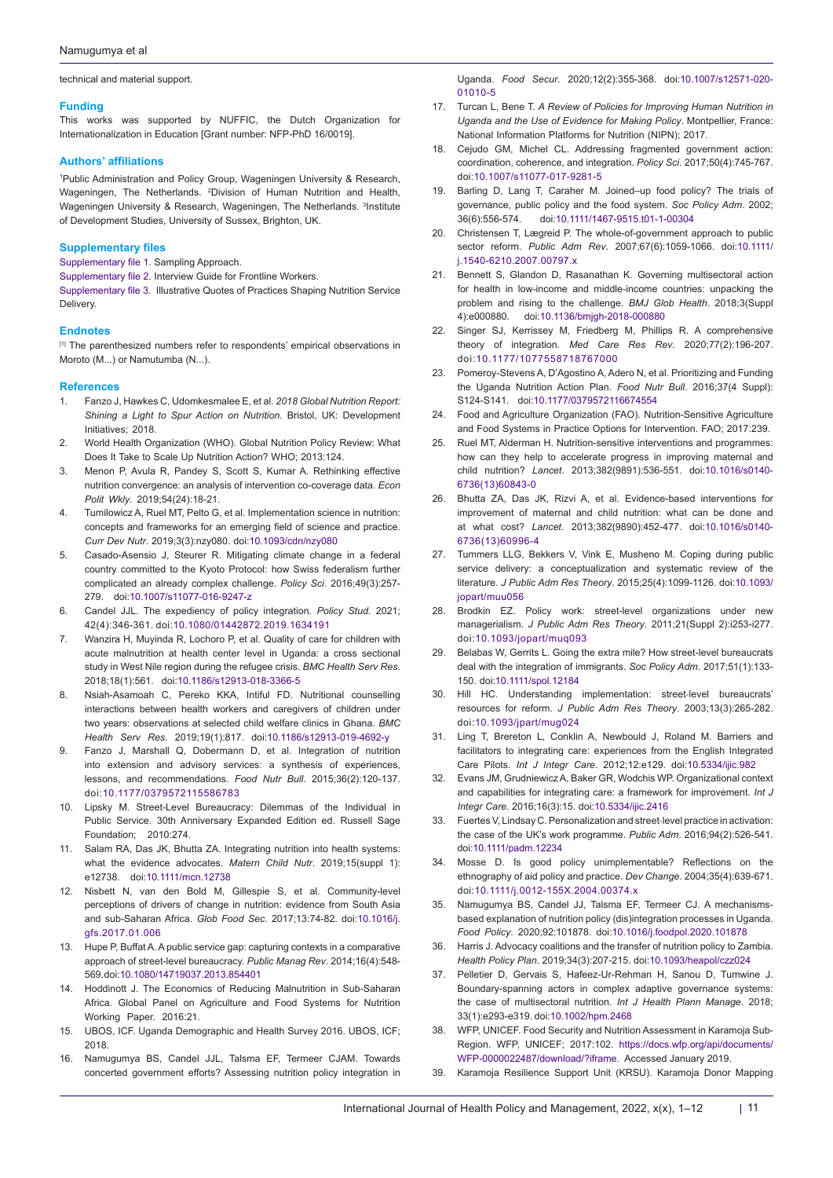technical and material support.

### Funding

This works was supported by NUFFIC, the Dutch Organization for Internationalization in Education [Grant number: NFP-PhD 16/0019].

### Authors' affiliations

[1]Public Administration and Policy Group, Wageningen University & Research, Wageningen, The Netherlands. [2]Division of Human Nutrition and Health, Wageningen University & Research, Wageningen, The Netherlands. [3]Institute of Development Studies, University of Sussex, Brighton, UK.

### Supplementary files

Supplementary file 1. Sampling Approach.

Supplementary file 2. Interview Guide for Frontline Workers.

Supplementary file 3. Illustrative Quotes of Practices Shaping Nutrition Service Delivery.

### Endnotes

[1] The parenthesized numbers refer to respondents' empirical observations in Moroto (M...) or Namutumba (N...).

### References

1. Fanzo J, Hawkes C, Udomkesmalee E, et al. *2018 Global Nutrition Report: Shining a Light to Spur Action on Nutrition*. Bristol, UK: Development Initiatives; 2018.
2. World Health Organization (WHO). Global Nutrition Policy Review: What Does It Take to Scale Up Nutrition Action? WHO; 2013:124.
3. Menon P, Avula R, Pandey S, Scott S, Kumar A. Rethinking effective nutrition convergence: an analysis of intervention co-coverage data. *Econ Polit Wkly*. 2019;54(24):18-21.
4. Tumilowicz A, Ruel MT, Pelto G, et al. Implementation science in nutrition: concepts and frameworks for an emerging field of science and practice. *Curr Dev Nutr*. 2019;3(3):nzy080. doi:10.1093/cdn/nzy080
5. Casado-Asensio J, Steurer R. Mitigating climate change in a federal country committed to the Kyoto Protocol: how Swiss federalism further complicated an already complex challenge. *Policy Sci*. 2016;49(3):257-279. doi:10.1007/s11077-016-9247-z
6. Candel JJL. The expediency of policy integration. *Policy Stud*. 2021; 42(4):346-361. doi:10.1080/01442872.2019.1634191
7. Wanzira H, Muyinda R, Lochoro P, et al. Quality of care for children with acute malnutrition at health center level in Uganda: a cross sectional study in West Nile region during the refugee crisis. *BMC Health Serv Res*. 2018;18(1):561. doi:10.1186/s12913-018-3366-5
8. Nsiah-Asamoah C, Pereko KKA, Intiful FD. Nutritional counselling interactions between health workers and caregivers of children under two years: observations at selected child welfare clinics in Ghana. *BMC Health Serv Res*. 2019;19(1):817. doi:10.1186/s12913-019-4692-y
9. Fanzo J, Marshall Q, Dobermann D, et al. Integration of nutrition into extension and advisory services: a synthesis of experiences, lessons, and recommendations. *Food Nutr Bull*. 2015;36(2):120-137. doi:10.1177/0379572115586783
10. Lipsky M. Street-Level Bureaucracy: Dilemmas of the Individual in Public Service. 30th Anniversary Expanded Edition ed. Russell Sage Foundation; 2010:274.
11. Salam RA, Das JK, Bhutta ZA. Integrating nutrition into health systems: what the evidence advocates. *Matern Child Nutr*. 2019;15(suppl 1): e12738. doi:10.1111/mcn.12738
12. Nisbett N, van den Bold M, Gillespie S, et al. Community-level perceptions of drivers of change in nutrition: evidence from South Asia and sub-Saharan Africa. *Glob Food Sec*. 2017;13:74-82. doi:10.1016/j.gfs.2017.01.006
13. Hupe P, Buffat A. A public service gap: capturing contexts in a comparative approach of street-level bureaucracy. *Public Manag Rev*. 2014;16(4):548-569.doi:10.1080/14719037.2013.854401
14. Hoddinott J. The Economics of Reducing Malnutrition in Sub-Saharan Africa. Global Panel on Agriculture and Food Systems for Nutrition Working Paper. 2016:21.
15. UBOS, ICF. Uganda Demographic and Health Survey 2016. UBOS, ICF; 2018.
16. Namugumya BS, Candel JJL, Talsma EF, Termeer CJAM. Towards concerted government efforts? Assessing nutrition policy integration in Uganda. *Food Secur*. 2020;12(2):355-368. doi:10.1007/s12571-020-01010-5
17. Turcan L, Bene T. *A Review of Policies for Improving Human Nutrition in Uganda and the Use of Evidence for Making Policy*. Montpellier, France: National Information Platforms for Nutrition (NIPN); 2017.
18. Cejudo GM, Michel CL. Addressing fragmented government action: coordination, coherence, and integration. *Policy Sci*. 2017;50(4):745-767. doi:10.1007/s11077-017-9281-5
19. Barling D, Lang T, Caraher M. Joined–up food policy? The trials of governance, public policy and the food system. *Soc Policy Adm*. 2002; 36(6):556-574. doi:10.1111/1467-9515.t01-1-00304
20. Christensen T, Lægreid P. The whole-of-government approach to public sector reform. *Public Adm Rev*. 2007;67(6):1059-1066. doi:10.1111/j.1540-6210.2007.00797.x
21. Bennett S, Glandon D, Rasanathan K. Governing multisectoral action for health in low-income and middle-income countries: unpacking the problem and rising to the challenge. *BMJ Glob Health*. 2018;3(Suppl 4):e000880. doi:10.1136/bmjgh-2018-000880
22. Singer SJ, Kerrissey M, Friedberg M, Phillips R. A comprehensive theory of integration. *Med Care Res Rev*. 2020;77(2):196-207. doi:10.1177/1077558718767000
23. Pomeroy-Stevens A, D'Agostino A, Adero N, et al. Prioritizing and Funding the Uganda Nutrition Action Plan. *Food Nutr Bull*. 2016;37(4 Suppl): S124-S141. doi:10.1177/0379572116674554
24. Food and Agriculture Organization (FAO). Nutrition-Sensitive Agriculture and Food Systems in Practice Options for Intervention. FAO; 2017:239.
25. Ruel MT, Alderman H. Nutrition-sensitive interventions and programmes: how can they help to accelerate progress in improving maternal and child nutrition? *Lancet*. 2013;382(9891):536-551. doi:10.1016/s0140-6736(13)60843-0
26. Bhutta ZA, Das JK, Rizvi A, et al. Evidence-based interventions for improvement of maternal and child nutrition: what can be done and at what cost? *Lancet*. 2013;382(9890):452-477. doi:10.1016/s0140-6736(13)60996-4
27. Tummers LLG, Bekkers V, Vink E, Musheno M. Coping during public service delivery: a conceptualization and systematic review of the literature. *J Public Adm Res Theory*. 2015;25(4):1099-1126. doi:10.1093/jopart/muu056
28. Brodkin EZ. Policy work: street-level organizations under new managerialism. *J Public Adm Res Theory*. 2011;21(Suppl 2):i253-i277. doi:10.1093/jopart/muq093
29. Belabas W, Gerrits L. Going the extra mile? How street-level bureaucrats deal with the integration of immigrants. *Soc Policy Adm*. 2017;51(1):133-150. doi:10.1111/spol.12184
30. Hill HC. Understanding implementation: street-level bureaucrats' resources for reform. *J Public Adm Res Theory*. 2003;13(3):265-282. doi:10.1093/jpart/mug024
31. Ling T, Brereton L, Conklin A, Newbould J, Roland M. Barriers and facilitators to integrating care: experiences from the English Integrated Care Pilots. *Int J Integr Care*. 2012;12:e129. doi:10.5334/ijic.982
32. Evans JM, Grudniewicz A, Baker GR, Wodchis WP. Organizational context and capabilities for integrating care: a framework for improvement. *Int J Integr Care*. 2016;16(3):15. doi:10.5334/ijic.2416
33. Fuertes V, Lindsay C. Personalization and street-level practice in activation: the case of the UK's work programme. *Public Adm*. 2016;94(2):526-541. doi:10.1111/padm.12234
34. Mosse D. Is good policy unimplementable? Reflections on the ethnography of aid policy and practice. *Dev Change*. 2004;35(4):639-671. doi:10.1111/j.0012-155X.2004.00374.x
35. Namugumya BS, Candel JJ, Talsma EF, Termeer CJ. A mechanisms-based explanation of nutrition policy (dis)integration processes in Uganda. *Food Policy*. 2020;92:101878. doi:10.1016/j.foodpol.2020.101878
36. Harris J. Advocacy coalitions and the transfer of nutrition policy to Zambia. *Health Policy Plan*. 2019;34(3):207-215. doi:10.1093/heapol/czz024
37. Pelletier D, Gervais S, Hafeez-Ur-Rehman H, Sanou D, Tumwine J. Boundary-spanning actors in complex adaptive governance systems: the case of multisectoral nutrition. *Int J Health Plann Manage*. 2018; 33(1):e293-e319. doi:10.1002/hpm.2468
38. WFP, UNICEF. Food Security and Nutrition Assessment in Karamoja Sub-Region. WFP, UNICEF; 2017:102. https://docs.wfp.org/api/documents/WFP-0000022487/download/?iframe. Accessed January 2019.
39. Karamoja Resilience Support Unit (KRSU). Karamoja Donor Mapping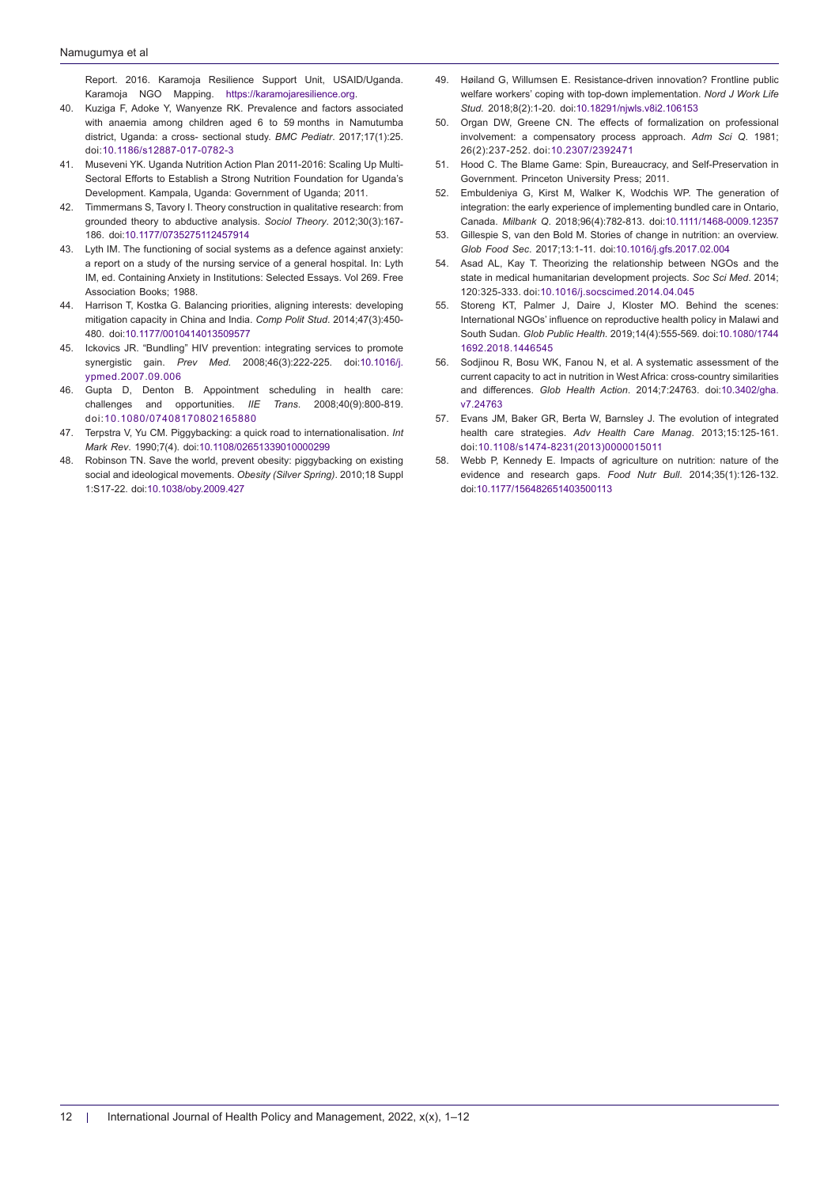Report. 2016. Karamoja Resilience Support Unit, USAID/Uganda. Karamoja NGO Mapping. https://karamojaresilience.org.

40. Kuziga F, Adoke Y, Wanyenze RK. Prevalence and factors associated with anaemia among children aged 6 to 59 months in Namutumba district, Uganda: a cross- sectional study. *BMC Pediatr*. 2017;17(1):25. doi:10.1186/s12887-017-0782-3
41. Museveni YK. Uganda Nutrition Action Plan 2011-2016: Scaling Up Multi-Sectoral Efforts to Establish a Strong Nutrition Foundation for Uganda's Development. Kampala, Uganda: Government of Uganda; 2011.
42. Timmermans S, Tavory I. Theory construction in qualitative research: from grounded theory to abductive analysis. *Sociol Theory*. 2012;30(3):167-186. doi:10.1177/0735275112457914
43. Lyth IM. The functioning of social systems as a defence against anxiety: a report on a study of the nursing service of a general hospital. In: Lyth IM, ed. Containing Anxiety in Institutions: Selected Essays. Vol 269. Free Association Books; 1988.
44. Harrison T, Kostka G. Balancing priorities, aligning interests: developing mitigation capacity in China and India. *Comp Polit Stud*. 2014;47(3):450-480. doi:10.1177/0010414013509577
45. Ickovics JR. "Bundling" HIV prevention: integrating services to promote synergistic gain. *Prev Med*. 2008;46(3):222-225. doi:10.1016/j.ypmed.2007.09.006
46. Gupta D, Denton B. Appointment scheduling in health care: challenges and opportunities. *IIE Trans*. 2008;40(9):800-819. doi:10.1080/07408170802165880
47. Terpstra V, Yu CM. Piggybacking: a quick road to internationalisation. *Int Mark Rev*. 1990;7(4). doi:10.1108/02651339010000299
48. Robinson TN. Save the world, prevent obesity: piggybacking on existing social and ideological movements. *Obesity (Silver Spring)*. 2010;18 Suppl 1:S17-22. doi:10.1038/oby.2009.427
49. Høiland G, Willumsen E. Resistance-driven innovation? Frontline public welfare workers' coping with top-down implementation. *Nord J Work Life Stud*. 2018;8(2):1-20. doi:10.18291/njwls.v8i2.106153
50. Organ DW, Greene CN. The effects of formalization on professional involvement: a compensatory process approach. *Adm Sci Q*. 1981; 26(2):237-252. doi:10.2307/2392471
51. Hood C. The Blame Game: Spin, Bureaucracy, and Self-Preservation in Government. Princeton University Press; 2011.
52. Embuldeniya G, Kirst M, Walker K, Wodchis WP. The generation of integration: the early experience of implementing bundled care in Ontario, Canada. *Milbank Q*. 2018;96(4):782-813. doi:10.1111/1468-0009.12357
53. Gillespie S, van den Bold M. Stories of change in nutrition: an overview. *Glob Food Sec*. 2017;13:1-11. doi:10.1016/j.gfs.2017.02.004
54. Asad AL, Kay T. Theorizing the relationship between NGOs and the state in medical humanitarian development projects. *Soc Sci Med*. 2014; 120:325-333. doi:10.1016/j.socscimed.2014.04.045
55. Storeng KT, Palmer J, Daire J, Kloster MO. Behind the scenes: International NGOs' influence on reproductive health policy in Malawi and South Sudan. *Glob Public Health*. 2019;14(4):555-569. doi:10.1080/17441692.2018.1446545
56. Sodjinou R, Bosu WK, Fanou N, et al. A systematic assessment of the current capacity to act in nutrition in West Africa: cross-country similarities and differences. *Glob Health Action*. 2014;7:24763. doi:10.3402/gha.v7.24763
57. Evans JM, Baker GR, Berta W, Barnsley J. The evolution of integrated health care strategies. *Adv Health Care Manag*. 2013;15:125-161. doi:10.1108/s1474-8231(2013)0000015011
58. Webb P, Kennedy E. Impacts of agriculture on nutrition: nature of the evidence and research gaps. *Food Nutr Bull*. 2014;35(1):126-132. doi:10.1177/156482651403500113